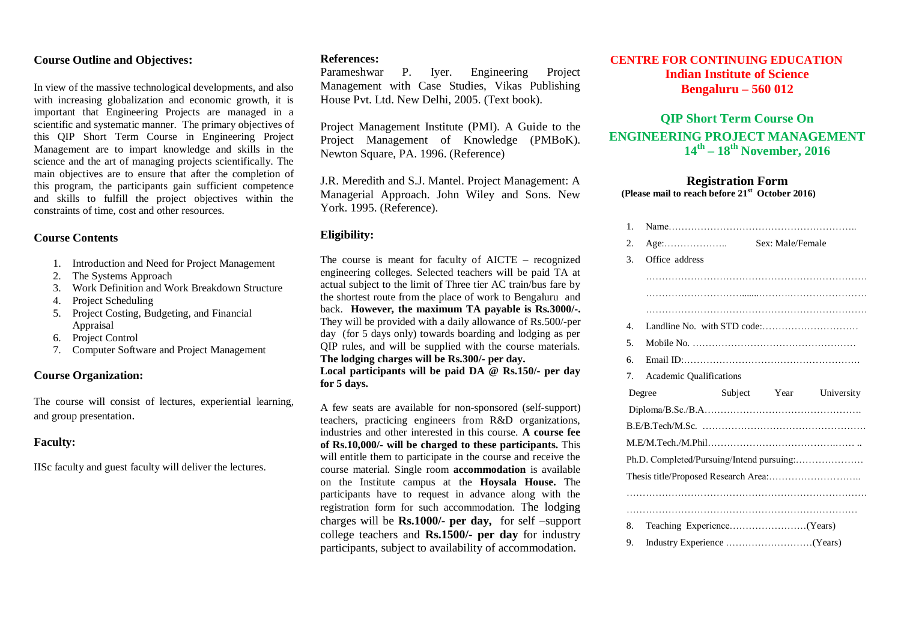## Course Outline and Objectives:

In view of the massive technological developments, and also with increasing globalization and economic growth, it is important that Engineering Projects are managed in a scientific and systematic manner. The primary objectives of this QIP Short Term Course in Engineering Project Management are to impart knowledge and skills in the science and the art of managing projects scientifically. The main objectives are to ensure that after the completion of this program, the participants gain sufficient competence and skills to fulfill the project objectives within the constraints of time, cost and other resources.

## Course Contents

1. Introduction and Need for Project Management
2. The Systems Approach
3. Work Definition and Work Breakdown Structure
4. Project Scheduling
5. Project Costing, Budgeting, and Financial Appraisal
6. Project Control
7. Computer Software and Project Management

## Course Organization:

The course will consist of lectures, experiential learning, and group presentation.

## Faculty:

IISc faculty and guest faculty will deliver the lectures.

## References:

Parameshwar P. Iyer. Engineering Project Management with Case Studies, Vikas Publishing House Pvt. Ltd. New Delhi, 2005. (Text book).

Project Management Institute (PMI). A Guide to the Project Management of Knowledge (PMBoK). Newton Square, PA. 1996. (Reference)

J.R. Meredith and S.J. Mantel. Project Management: A Managerial Approach. John Wiley and Sons. New York. 1995. (Reference).

## Eligibility:

The course is meant for faculty of AICTE – recognized engineering colleges. Selected teachers will be paid TA at actual subject to the limit of Three tier AC train/bus fare by the shortest route from the place of work to Bengaluru and back. **However, the maximum TA payable is Rs.3000/-.** They will be provided with a daily allowance of Rs.500/-per day (for 5 days only) towards boarding and lodging as per QIP rules, and will be supplied with the course materials. **The lodging charges will be Rs.300/- per day.**
**Local participants will be paid DA @ Rs.150/- per day for 5 days.**

A few seats are available for non-sponsored (self-support) teachers, practicing engineers from R&D organizations, industries and other interested in this course. **A course fee of Rs.10,000/- will be charged to these participants.** This will entitle them to participate in the course and receive the course material. Single room **accommodation** is available on the Institute campus at the **Hoysala House.** The participants have to request in advance along with the registration form for such accommodation. The lodging charges will be **Rs.1000/- per day,** for self –support college teachers and **Rs.1500/- per day** for industry participants, subject to availability of accommodation.

# CENTRE FOR CONTINUING EDUCATION
# Indian Institute of Science
# Bengaluru – 560 012

## QIP Short Term Course On
## ENGINEERING PROJECT MANAGEMENT
## 14th – 18th November, 2016

### Registration Form
**(Please mail to reach before 21st October 2016)**

1. Name…………………………………………………..
2. Age:……………….. Sex: Male/Female
3. Office address
…………………………………………………………
…………………………………………………………
…………………………………………………………
4. Landline No. with STD code:…………………………
5. Mobile No. ……………………………………………
6. Email ID:………………………………………………
7. Academic Qualifications

Degree Subject Year University
Diploma/B.Sc./B.A………………………………………….
B.E/B.Tech/M.Sc. ……………………………………………
M.E/M.Tech./M.Phil……………………………………… ..
Ph.D. Completed/Pursuing/Intend pursuing:…………………
Thesis title/Proposed Research Area:………………………..
……………………………………………………………………
……………………………………………………………………

8. Teaching Experience……………………(Years)
9. Industry Experience ………………………(Years)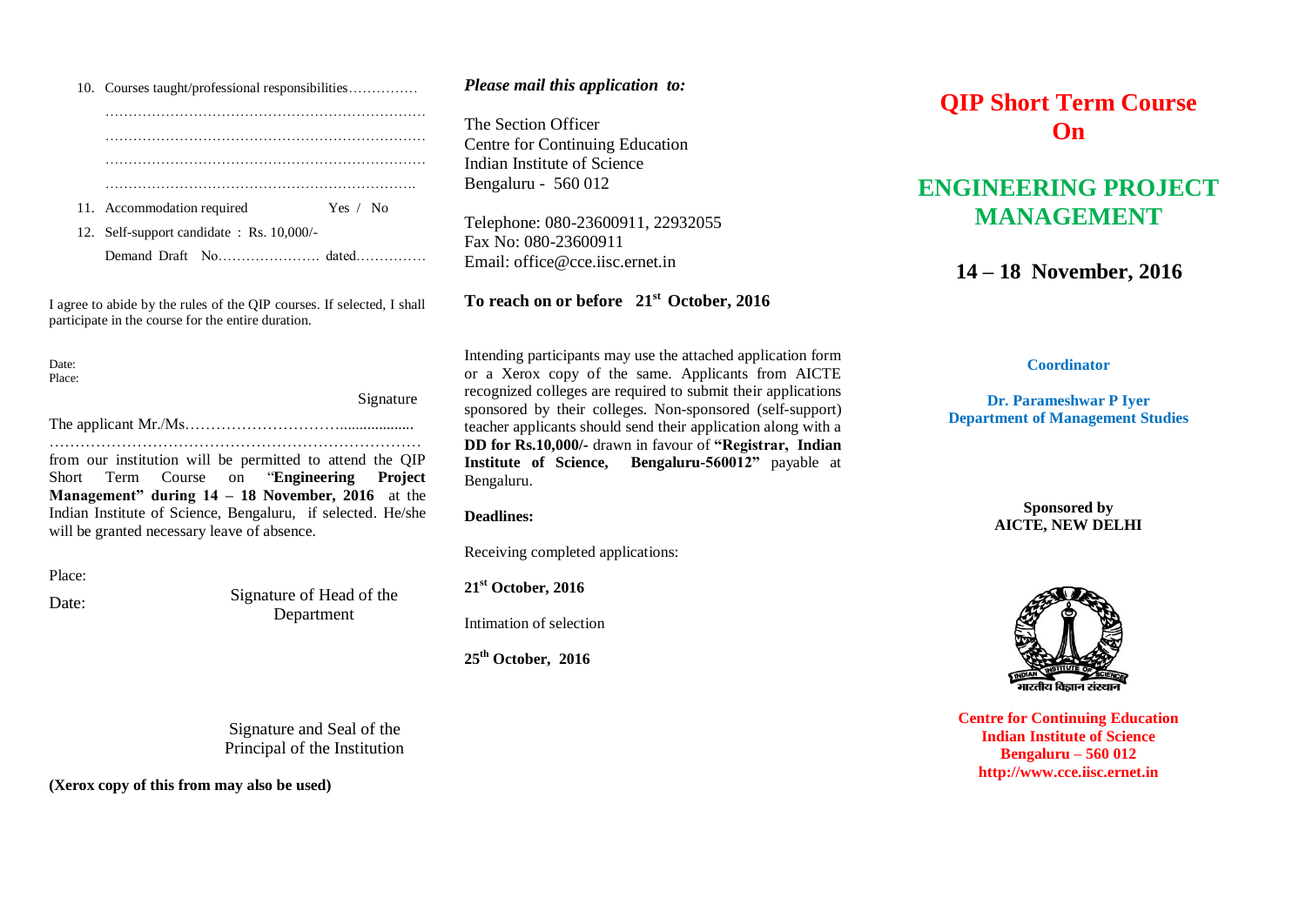10. Courses taught/professional responsibilities……………
    ……………………………………………………………
    ……………………………………………………………
    ……………………………………………………………
    ………………………………………………………….
11. Accommodation required Yes / No
12. Self-support candidate : Rs. 10,000/-
    Demand Draft No…………………. dated……………

I agree to abide by the rules of the QIP courses. If selected, I shall participate in the course for the entire duration.

Date:
Place:

Signature

The applicant Mr./Ms………………………….................
……………………………………………………………
from our institution will be permitted to attend the QIP Short Term Course on "**Engineering Project Management" during 14 – 18 November, 2016** at the Indian Institute of Science, Bengaluru, if selected. He/she will be granted necessary leave of absence.

Place:

Date:

Signature of Head of the Department

Signature and Seal of the Principal of the Institution

**(Xerox copy of this from may also be used)**

***Please mail this application to:***

The Section Officer
Centre for Continuing Education
Indian Institute of Science
Bengaluru - 560 012

Telephone: 080-23600911, 22932055
Fax No: 080-23600911
Email: office@cce.iisc.ernet.in

**To reach on or before 21st October, 2016**

Intending participants may use the attached application form or a Xerox copy of the same. Applicants from AICTE recognized colleges are required to submit their applications sponsored by their colleges. Non-sponsored (self-support) teacher applicants should send their application along with a **DD for Rs.10,000/-** drawn in favour of **"Registrar, Indian Institute of Science, Bengaluru-560012"** payable at Bengaluru.

**Deadlines:**

Receiving completed applications:

**21st October, 2016**

Intimation of selection

**25th October, 2016**

# QIP Short Term Course On

# ENGINEERING PROJECT MANAGEMENT

## 14 – 18 November, 2016

**Coordinator**

**Dr. Parameshwar P Iyer**
**Department of Management Studies**

**Sponsored by**
**AICTE, NEW DELHI**

**Centre for Continuing Education**
**Indian Institute of Science**
**Bengaluru – 560 012**
**http://www.cce.iisc.ernet.in**